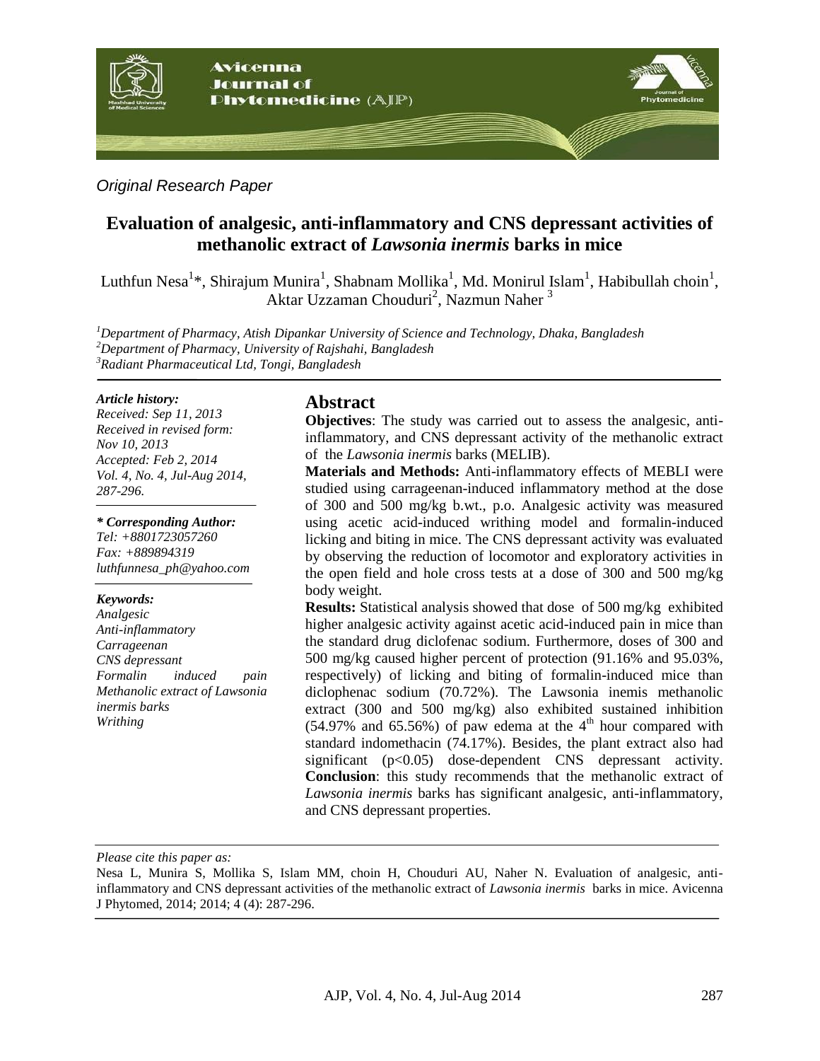*Original Research Paper*

# Evaluation of analgesic, anti-inflammatory and CNS depressant activities of methanolic extract of *Lawsonia inermis* barks in mice

Luthfun Nesa[1]*, Shirajum Munira[1], Shabnam Mollika[1], Md. Monirul Islam[1], Habibullah choin[1], Aktar Uzzaman Chouduri[2], Nazmun Naher[3]

*[1]Department of Pharmacy, Atish Dipankar University of Science and Technology, Dhaka, Bangladesh*
*[2]Department of Pharmacy, University of Rajshahi, Bangladesh*
*[3]Radiant Pharmaceutical Ltd, Tongi, Bangladesh*

*Article history:*
*Received: Sep 11, 2013*
*Received in revised form: Nov 10, 2013*
*Accepted: Feb 2, 2014*
*Vol. 4, No. 4, Jul-Aug 2014, 287-296.*

***\* Corresponding Author:***
*Tel: +8801723057260*
*Fax: +889894319*
*luthfunnesa_ph@yahoo.com*

***Keywords:***
*Analgesic*
*Anti-inflammatory*
*Carrageenan*
*CNS depressant*
*Formalin induced pain*
*Methanolic extract of Lawsonia inermis barks*
*Writhing*

## Abstract

**Objectives**: The study was carried out to assess the analgesic, anti-inflammatory, and CNS depressant activity of the methanolic extract of the *Lawsonia inermis* barks (MELIB).

**Materials and Methods:** Anti-inflammatory effects of MEBLI were studied using carrageenan-induced inflammatory method at the dose of 300 and 500 mg/kg b.wt., p.o. Analgesic activity was measured using acetic acid-induced writhing model and formalin-induced licking and biting in mice. The CNS depressant activity was evaluated by observing the reduction of locomotor and exploratory activities in the open field and hole cross tests at a dose of 300 and 500 mg/kg body weight.

**Results:** Statistical analysis showed that dose of 500 mg/kg exhibited higher analgesic activity against acetic acid-induced pain in mice than the standard drug diclofenac sodium. Furthermore, doses of 300 and 500 mg/kg caused higher percent of protection (91.16% and 95.03%, respectively) of licking and biting of formalin-induced mice than diclophenac sodium (70.72%). The Lawsonia inemis methanolic extract (300 and 500 mg/kg) also exhibited sustained inhibition (54.97% and 65.56%) of paw edema at the 4$^{th}$ hour compared with standard indomethacin (74.17%). Besides, the plant extract also had significant ($p<0.05$) dose-dependent CNS depressant activity.

**Conclusion**: this study recommends that the methanolic extract of *Lawsonia inermis* barks has significant analgesic, anti-inflammatory, and CNS depressant properties.

*Please cite this paper as:*

Nesa L, Munira S, Mollika S, Islam MM, choin H, Chouduri AU, Naher N. Evaluation of analgesic, anti-inflammatory and CNS depressant activities of the methanolic extract of *Lawsonia inermis* barks in mice. Avicenna J Phytomed, 2014; 2014; 4 (4): 287-296.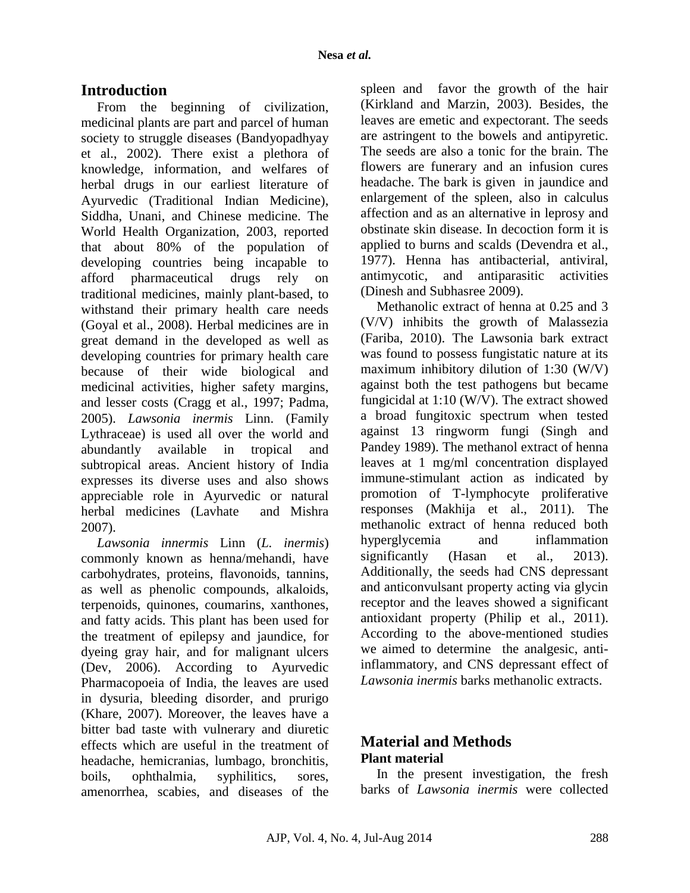## Introduction

From the beginning of civilization, medicinal plants are part and parcel of human society to struggle diseases (Bandyopadhyay et al., 2002). There exist a plethora of knowledge, information, and welfares of herbal drugs in our earliest literature of Ayurvedic (Traditional Indian Medicine), Siddha, Unani, and Chinese medicine. The World Health Organization, 2003, reported that about 80% of the population of developing countries being incapable to afford pharmaceutical drugs rely on traditional medicines, mainly plant-based, to withstand their primary health care needs (Goyal et al., 2008). Herbal medicines are in great demand in the developed as well as developing countries for primary health care because of their wide biological and medicinal activities, higher safety margins, and lesser costs (Cragg et al., 1997; Padma, 2005). *Lawsonia inermis* Linn. (Family Lythraceae) is used all over the world and abundantly available in tropical and subtropical areas. Ancient history of India expresses its diverse uses and also shows appreciable role in Ayurvedic or natural herbal medicines (Lavhate and Mishra 2007).

*Lawsonia innermis* Linn (*L. inermis*) commonly known as henna/mehandi, have carbohydrates, proteins, flavonoids, tannins, as well as phenolic compounds, alkaloids, terpenoids, quinones, coumarins, xanthones, and fatty acids. This plant has been used for the treatment of epilepsy and jaundice, for dyeing gray hair, and for malignant ulcers (Dev, 2006). According to Ayurvedic Pharmacopoeia of India, the leaves are used in dysuria, bleeding disorder, and prurigo (Khare, 2007). Moreover, the leaves have a bitter bad taste with vulnerary and diuretic effects which are useful in the treatment of headache, hemicranias, lumbago, bronchitis, boils, ophthalmia, syphilitics, sores, amenorrhea, scabies, and diseases of the spleen and favor the growth of the hair (Kirkland and Marzin, 2003). Besides, the leaves are emetic and expectorant. The seeds are astringent to the bowels and antipyretic. The seeds are also a tonic for the brain. The flowers are funerary and an infusion cures headache. The bark is given in jaundice and enlargement of the spleen, also in calculus affection and as an alternative in leprosy and obstinate skin disease. In decoction form it is applied to burns and scalds (Devendra et al., 1977). Henna has antibacterial, antiviral, antimycotic, and antiparasitic activities (Dinesh and Subhasree 2009).

Methanolic extract of henna at 0.25 and 3 (V/V) inhibits the growth of Malassezia (Fariba, 2010). The Lawsonia bark extract was found to possess fungistatic nature at its maximum inhibitory dilution of 1:30 (W/V) against both the test pathogens but became fungicidal at 1:10 (W/V). The extract showed a broad fungitoxic spectrum when tested against 13 ringworm fungi (Singh and Pandey 1989). The methanol extract of henna leaves at 1 mg/ml concentration displayed immune-stimulant action as indicated by promotion of T-lymphocyte proliferative responses (Makhija et al., 2011). The methanolic extract of henna reduced both hyperglycemia and inflammation significantly (Hasan et al., 2013). Additionally, the seeds had CNS depressant and anticonvulsant property acting via glycin receptor and the leaves showed a significant antioxidant property (Philip et al., 2011). According to the above-mentioned studies we aimed to determine the analgesic, anti-inflammatory, and CNS depressant effect of *Lawsonia inermis* barks methanolic extracts.

## Material and Methods

### Plant material

In the present investigation, the fresh barks of *Lawsonia inermis* were collected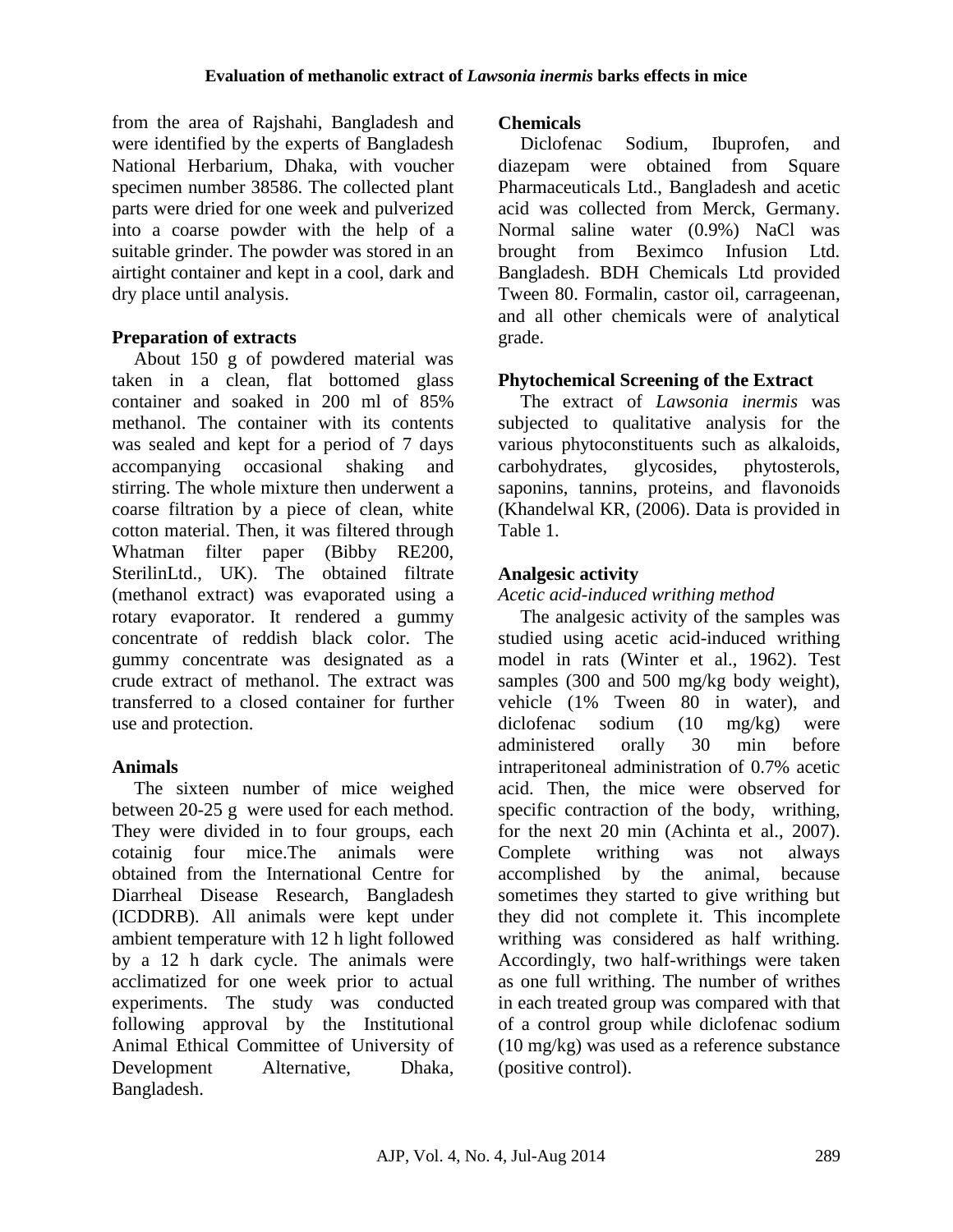from the area of Rajshahi, Bangladesh and were identified by the experts of Bangladesh National Herbarium, Dhaka, with voucher specimen number 38586. The collected plant parts were dried for one week and pulverized into a coarse powder with the help of a suitable grinder. The powder was stored in an airtight container and kept in a cool, dark and dry place until analysis.

### Preparation of extracts

About 150 g of powdered material was taken in a clean, flat bottomed glass container and soaked in 200 ml of 85% methanol. The container with its contents was sealed and kept for a period of 7 days accompanying occasional shaking and stirring. The whole mixture then underwent a coarse filtration by a piece of clean, white cotton material. Then, it was filtered through Whatman filter paper (Bibby RE200, SterilinLtd., UK). The obtained filtrate (methanol extract) was evaporated using a rotary evaporator. It rendered a gummy concentrate of reddish black color. The gummy concentrate was designated as a crude extract of methanol. The extract was transferred to a closed container for further use and protection.

### Animals

The sixteen number of mice weighed between 20-25 g were used for each method. They were divided in to four groups, each cotainig four mice.The animals were obtained from the International Centre for Diarrheal Disease Research, Bangladesh (ICDDRB). All animals were kept under ambient temperature with 12 h light followed by a 12 h dark cycle. The animals were acclimatized for one week prior to actual experiments. The study was conducted following approval by the Institutional Animal Ethical Committee of University of Development Alternative, Dhaka, Bangladesh.

### Chemicals

Diclofenac Sodium, Ibuprofen, and diazepam were obtained from Square Pharmaceuticals Ltd., Bangladesh and acetic acid was collected from Merck, Germany. Normal saline water (0.9%) NaCl was brought from Beximco Infusion Ltd. Bangladesh. BDH Chemicals Ltd provided Tween 80. Formalin, castor oil, carrageenan, and all other chemicals were of analytical grade.

### Phytochemical Screening of the Extract

The extract of *Lawsonia inermis* was subjected to qualitative analysis for the various phytoconstituents such as alkaloids, carbohydrates, glycosides, phytosterols, saponins, tannins, proteins, and flavonoids (Khandelwal KR, (2006). Data is provided in Table 1.

### Analgesic activity

*Acetic acid-induced writhing method*

The analgesic activity of the samples was studied using acetic acid-induced writhing model in rats (Winter et al., 1962). Test samples (300 and 500 mg/kg body weight), vehicle (1% Tween 80 in water), and diclofenac sodium (10 mg/kg) were administered orally 30 min before intraperitoneal administration of 0.7% acetic acid. Then, the mice were observed for specific contraction of the body, writhing, for the next 20 min (Achinta et al., 2007). Complete writhing was not always accomplished by the animal, because sometimes they started to give writhing but they did not complete it. This incomplete writhing was considered as half writhing. Accordingly, two half-writhings were taken as one full writhing. The number of writhes in each treated group was compared with that of a control group while diclofenac sodium (10 mg/kg) was used as a reference substance (positive control).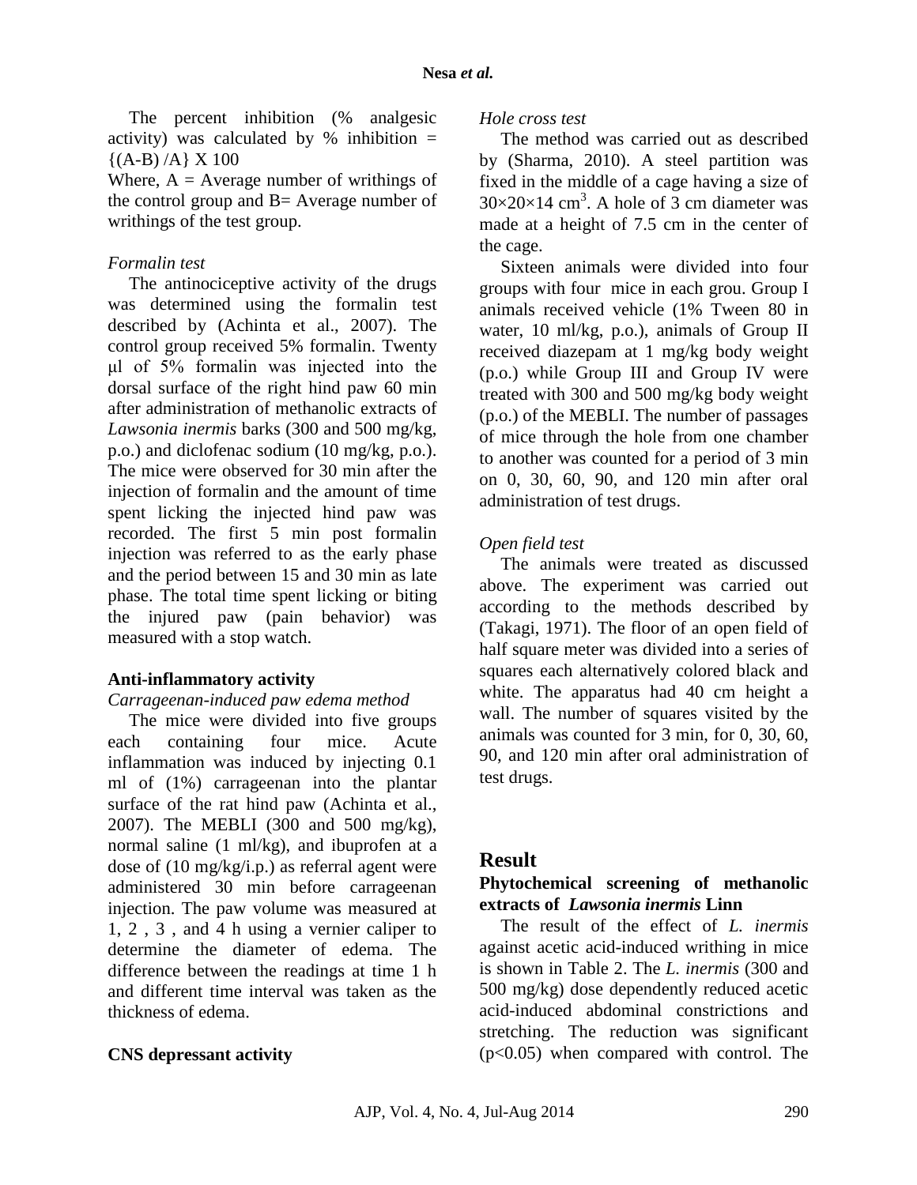The percent inhibition (% analgesic activity) was calculated by % inhibition = {(A-B) /A} X 100

Where, A = Average number of writhings of the control group and B= Average number of writhings of the test group.

*Formalin test*

The antinociceptive activity of the drugs was determined using the formalin test described by (Achinta et al., 2007). The control group received 5% formalin. Twenty μl of 5% formalin was injected into the dorsal surface of the right hind paw 60 min after administration of methanolic extracts of *Lawsonia inermis* barks (300 and 500 mg/kg, p.o.) and diclofenac sodium (10 mg/kg, p.o.). The mice were observed for 30 min after the injection of formalin and the amount of time spent licking the injected hind paw was recorded. The first 5 min post formalin injection was referred to as the early phase and the period between 15 and 30 min as late phase. The total time spent licking or biting the injured paw (pain behavior) was measured with a stop watch.

**Anti-inflammatory activity**

*Carrageenan-induced paw edema method*

The mice were divided into five groups each containing four mice. Acute inflammation was induced by injecting 0.1 ml of (1%) carrageenan into the plantar surface of the rat hind paw (Achinta et al., 2007). The MEBLI (300 and 500 mg/kg), normal saline (1 ml/kg), and ibuprofen at a dose of (10 mg/kg/i.p.) as referral agent were administered 30 min before carrageenan injection. The paw volume was measured at 1, 2 , 3 , and 4 h using a vernier caliper to determine the diameter of edema. The difference between the readings at time 1 h and different time interval was taken as the thickness of edema.

**CNS depressant activity**

*Hole cross test*

The method was carried out as described by (Sharma, 2010). A steel partition was fixed in the middle of a cage having a size of $30\times20\times14$ cm$^3$. A hole of 3 cm diameter was made at a height of 7.5 cm in the center of the cage.

Sixteen animals were divided into four groups with four mice in each grou. Group I animals received vehicle (1% Tween 80 in water, 10 ml/kg, p.o.), animals of Group II received diazepam at 1 mg/kg body weight (p.o.) while Group III and Group IV were treated with 300 and 500 mg/kg body weight (p.o.) of the MEBLI. The number of passages of mice through the hole from one chamber to another was counted for a period of 3 min on 0, 30, 60, 90, and 120 min after oral administration of test drugs.

*Open field test*

The animals were treated as discussed above. The experiment was carried out according to the methods described by (Takagi, 1971). The floor of an open field of half square meter was divided into a series of squares each alternatively colored black and white. The apparatus had 40 cm height a wall. The number of squares visited by the animals was counted for 3 min, for 0, 30, 60, 90, and 120 min after oral administration of test drugs.

## Result

**Phytochemical screening of methanolic extracts of *Lawsonia inermis* Linn**

The result of the effect of *L. inermis* against acetic acid-induced writhing in mice is shown in Table 2. The *L. inermis* (300 and 500 mg/kg) dose dependently reduced acetic acid-induced abdominal constrictions and stretching. The reduction was significant ($p<0.05$) when compared with control. The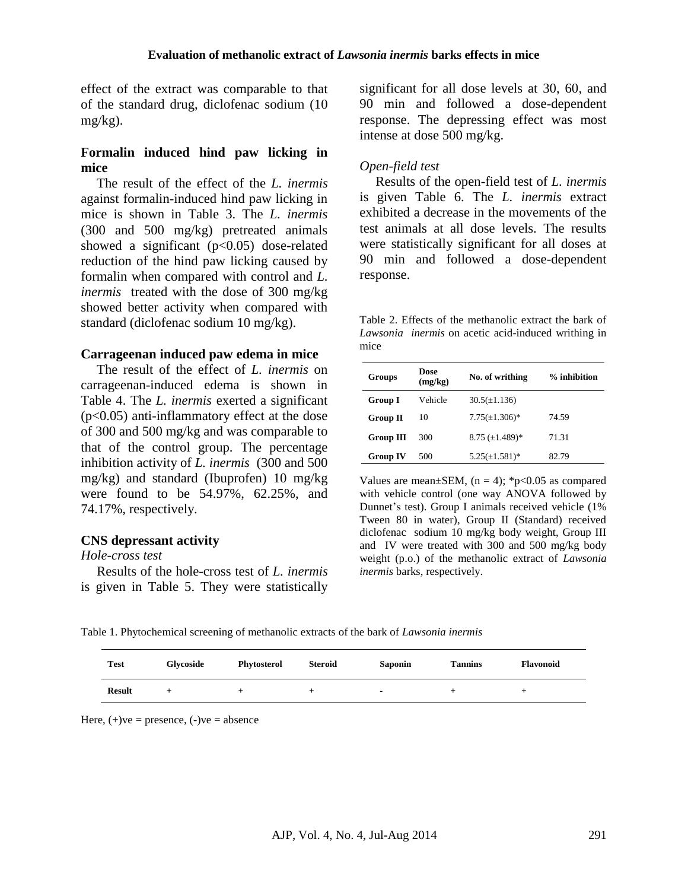effect of the extract was comparable to that of the standard drug, diclofenac sodium (10 mg/kg).

### Formalin induced hind paw licking in mice

The result of the effect of the *L. inermis* against formalin-induced hind paw licking in mice is shown in Table 3. The *L. inermis* (300 and 500 mg/kg) pretreated animals showed a significant ($p<0.05$) dose-related reduction of the hind paw licking caused by formalin when compared with control and *L. inermis* treated with the dose of 300 mg/kg showed better activity when compared with standard (diclofenac sodium 10 mg/kg).

### Carrageenan induced paw edema in mice

The result of the effect of *L. inermis* on carrageenan-induced edema is shown in Table 4. The *L. inermis* exerted a significant ($p<0.05$) anti-inflammatory effect at the dose of 300 and 500 mg/kg and was comparable to that of the control group. The percentage inhibition activity of *L. inermis* (300 and 500 mg/kg) and standard (Ibuprofen) 10 mg/kg were found to be 54.97%, 62.25%, and 74.17%, respectively.

### CNS depressant activity

*Hole-cross test*

Results of the hole-cross test of *L. inermis* is given in Table 5. They were statistically significant for all dose levels at 30, 60, and 90 min and followed a dose-dependent response. The depressing effect was most intense at dose 500 mg/kg.

*Open-field test*

Results of the open-field test of *L. inermis* is given Table 6. The *L. inermis* extract exhibited a decrease in the movements of the test animals at all dose levels. The results were statistically significant for all doses at 90 min and followed a dose-dependent response.

Table 2. Effects of the methanolic extract the bark of *Lawsonia inermis* on acetic acid-induced writhing in mice

| Groups | Dose (mg/kg) | No. of writhing | % inhibition |
|---|---|---|---|
| **Group I** | Vehicle | 30.5(±1.136) | |
| **Group II** | 10 | 7.75(±1.306)* | 74.59 |
| **Group III** | 300 | 8.75 (±1.489)* | 71.31 |
| **Group IV** | 500 | 5.25(±1.581)* | 82.79 |

Values are mean±SEM, ($n = 4$); *$p<0.05$ as compared with vehicle control (one way ANOVA followed by Dunnet's test). Group I animals received vehicle (1% Tween 80 in water), Group II (Standard) received diclofenac sodium 10 mg/kg body weight, Group III and IV were treated with 300 and 500 mg/kg body weight (p.o.) of the methanolic extract of *Lawsonia inermis* barks, respectively.

Table 1. Phytochemical screening of methanolic extracts of the bark of *Lawsonia inermis*

| Test | Glycoside | Phytosterol | Steroid | Saponin | Tannins | Flavonoid |
|---|---|---|---|---|---|---|
| **Result** | + | + | + | - | + | + |

Here, (+)ve = presence, (-)ve = absence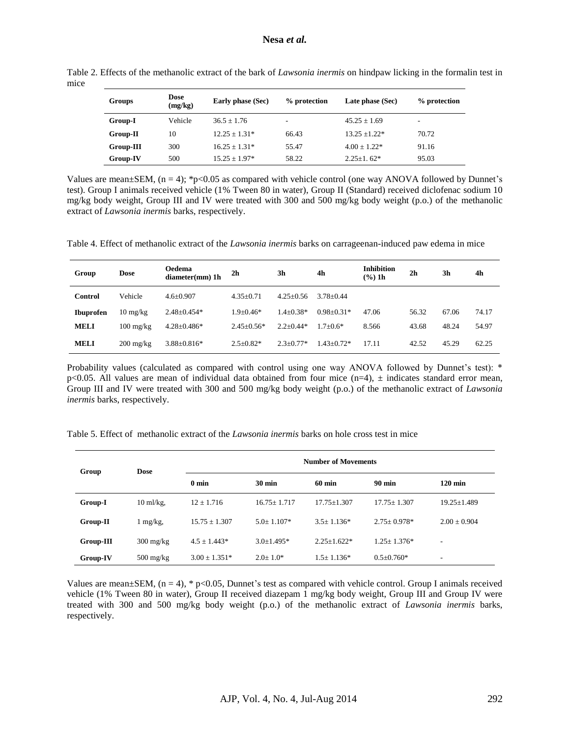Table 2. Effects of the methanolic extract of the bark of *Lawsonia inermis* on hindpaw licking in the formalin test in mice

| Groups | Dose (mg/kg) | Early phase (Sec) | % protection | Late phase (Sec) | % protection |
|---|---|---|---|---|---|
| **Group-I** | Vehicle | 36.5 ± 1.76 | - | 45.25 ± 1.69 | - |
| **Group-II** | 10 | 12.25 ± 1.31* | 66.43 | 13.25 ±1.22* | 70.72 |
| **Group-III** | 300 | 16.25 ± 1.31* | 55.47 | 4.00 ± 1.22* | 91.16 |
| **Group-IV** | 500 | 15.25 ± 1.97* | 58.22 | 2.25±1. 62* | 95.03 |

Values are mean±SEM, (n = 4); *p<0.05 as compared with vehicle control (one way ANOVA followed by Dunnet's test). Group I animals received vehicle (1% Tween 80 in water), Group II (Standard) received diclofenac sodium 10 mg/kg body weight, Group III and IV were treated with 300 and 500 mg/kg body weight (p.o.) of the methanolic extract of *Lawsonia inermis* barks, respectively.

Table 4. Effect of methanolic extract of the *Lawsonia inermis* barks on carrageenan-induced paw edema in mice

| Group | Dose | Oedema diameter(mm) 1h | 2h | 3h | 4h | Inhibition (%) 1h | 2h | 3h | 4h |
|---|---|---|---|---|---|---|---|---|---|
| **Control** | Vehicle | 4.6±0.907 | 4.35±0.71 | 4.25±0.56 | 3.78±0.44 | | | | |
| **Ibuprofen** | 10 mg/kg | 2.48±0.454* | 1.9±0.46* | 1.4±0.38* | 0.98±0.31* | 47.06 | 56.32 | 67.06 | 74.17 |
| **MELI** | 100 mg/kg | 4.28±0.486* | 2.45±0.56* | 2.2±0.44* | 1.7±0.6* | 8.566 | 43.68 | 48.24 | 54.97 |
| **MELI** | 200 mg/kg | 3.88±0.816* | 2.5±0.82* | 2.3±0.77* | 1.43±0.72* | 17.11 | 42.52 | 45.29 | 62.25 |

Probability values (calculated as compared with control using one way ANOVA followed by Dunnet's test): * p<0.05. All values are mean of individual data obtained from four mice (n=4), ± indicates standard error mean, Group III and IV were treated with 300 and 500 mg/kg body weight (p.o.) of the methanolic extract of *Lawsonia inermis* barks, respectively.

Table 5. Effect of methanolic extract of the *Lawsonia inermis* barks on hole cross test in mice

| Group | Dose | Number of Movements | | | | |
|---|---|---|---|---|---|---|
| | | 0 min | 30 min | 60 min | 90 min | 120 min |
| **Group-I** | 10 ml/kg, | 12 ± 1.716 | 16.75± 1.717 | 17.75±1.307 | 17.75± 1.307 | 19.25±1.489 |
| **Group-II** | 1 mg/kg, | 15.75 ± 1.307 | 5.0± 1.107* | 3.5± 1.136* | 2.75± 0.978* | 2.00 ± 0.904 |
| **Group-III** | 300 mg/kg | 4.5 ± 1.443* | 3.0±1.495* | 2.25±1.622* | 1.25± 1.376* | - |
| **Group-IV** | 500 mg/kg | 3.00 ± 1.351* | 2.0± 1.0* | 1.5± 1.136* | 0.5±0.760* | - |

Values are mean±SEM, (n = 4), * p<0.05, Dunnet's test as compared with vehicle control. Group I animals received vehicle (1% Tween 80 in water), Group II received diazepam 1 mg/kg body weight, Group III and Group IV were treated with 300 and 500 mg/kg body weight (p.o.) of the methanolic extract of *Lawsonia inermis* barks, respectively.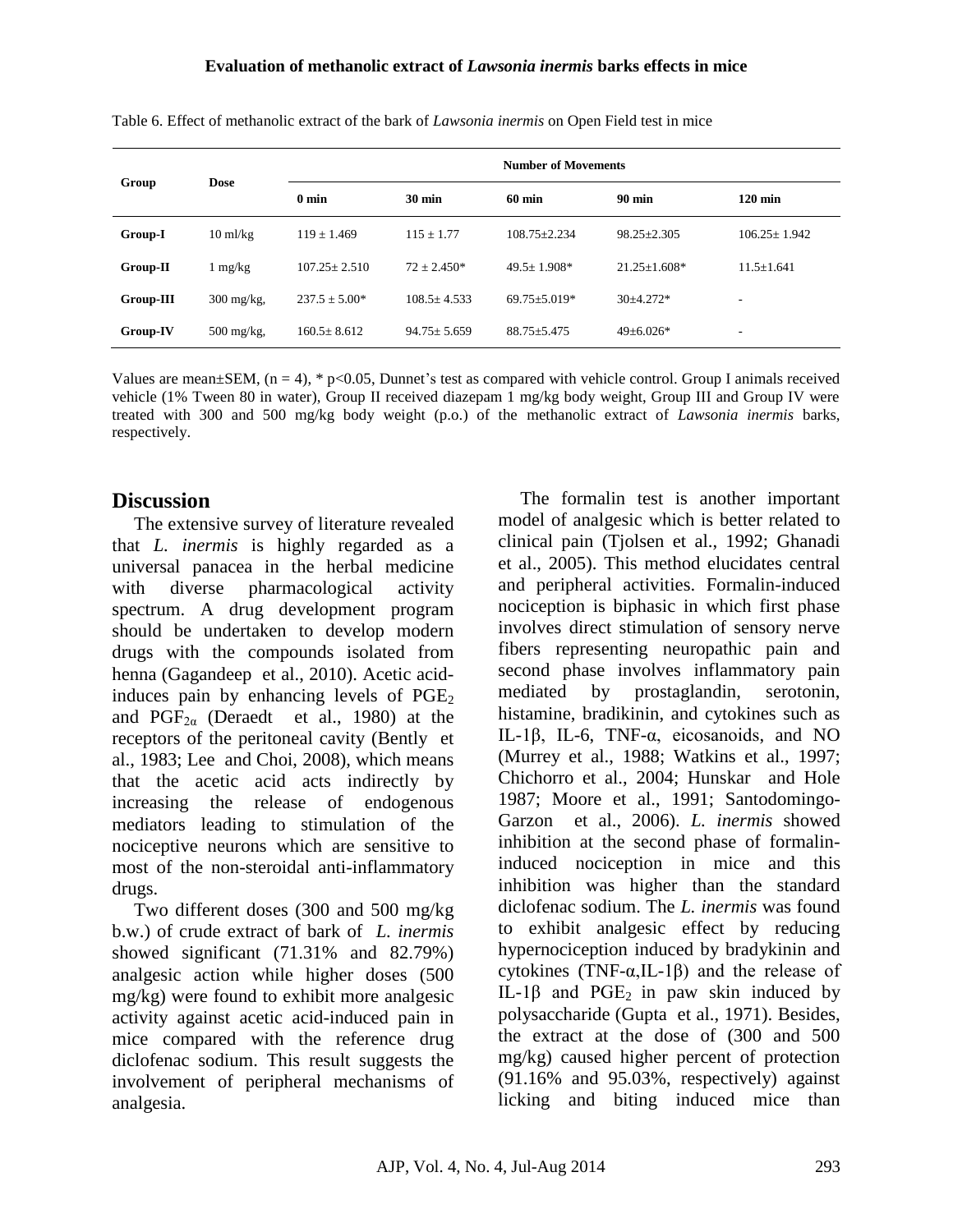Table 6. Effect of methanolic extract of the bark of *Lawsonia inermis* on Open Field test in mice

| Group | Dose | Number of Movements | | | | |
|---|---|---|---|---|---|---|
| | | 0 min | 30 min | 60 min | 90 min | 120 min |
| Group-I | 10 ml/kg | 119 ± 1.469 | 115 ± 1.77 | 108.75±2.234 | 98.25±2.305 | 106.25± 1.942 |
| Group-II | 1 mg/kg | 107.25± 2.510 | 72 ± 2.450* | 49.5± 1.908* | 21.25±1.608* | 11.5±1.641 |
| Group-III | 300 mg/kg, | 237.5 ± 5.00* | 108.5± 4.533 | 69.75±5.019* | 30±4.272* | - |
| Group-IV | 500 mg/kg, | 160.5± 8.612 | 94.75± 5.659 | 88.75±5.475 | 49±6.026* | - |

Values are mean±SEM, (n = 4), * $p<0.05$, Dunnet's test as compared with vehicle control. Group I animals received vehicle (1% Tween 80 in water), Group II received diazepam 1 mg/kg body weight, Group III and Group IV were treated with 300 and 500 mg/kg body weight (p.o.) of the methanolic extract of *Lawsonia inermis* barks, respectively.

## Discussion

The extensive survey of literature revealed that *L. inermis* is highly regarded as a universal panacea in the herbal medicine with diverse pharmacological activity spectrum. A drug development program should be undertaken to develop modern drugs with the compounds isolated from henna (Gagandeep et al., 2010). Acetic acid-induces pain by enhancing levels of $PGE_2$ and $PGF_{2\alpha}$ (Deraedt et al., 1980) at the receptors of the peritoneal cavity (Bently et al., 1983; Lee and Choi, 2008), which means that the acetic acid acts indirectly by increasing the release of endogenous mediators leading to stimulation of the nociceptive neurons which are sensitive to most of the non-steroidal anti-inflammatory drugs.

Two different doses (300 and 500 mg/kg b.w.) of crude extract of bark of *L. inermis* showed significant (71.31% and 82.79%) analgesic action while higher doses (500 mg/kg) were found to exhibit more analgesic activity against acetic acid-induced pain in mice compared with the reference drug diclofenac sodium. This result suggests the involvement of peripheral mechanisms of analgesia.

The formalin test is another important model of analgesic which is better related to clinical pain (Tjolsen et al., 1992; Ghanadi et al., 2005). This method elucidates central and peripheral activities. Formalin-induced nociception is biphasic in which first phase involves direct stimulation of sensory nerve fibers representing neuropathic pain and second phase involves inflammatory pain mediated by prostaglandin, serotonin, histamine, bradikinin, and cytokines such as IL-1β, IL-6, TNF-α, eicosanoids, and NO (Murrey et al., 1988; Watkins et al., 1997; Chichorro et al., 2004; Hunskar and Hole 1987; Moore et al., 1991; Santodomingo-Garzon et al., 2006). *L. inermis* showed inhibition at the second phase of formalin-induced nociception in mice and this inhibition was higher than the standard diclofenac sodium. The *L. inermis* was found to exhibit analgesic effect by reducing hypernociception induced by bradykinin and cytokines (TNF-α,IL-1β) and the release of IL-1β and $PGE_2$ in paw skin induced by polysaccharide (Gupta et al., 1971). Besides, the extract at the dose of (300 and 500 mg/kg) caused higher percent of protection (91.16% and 95.03%, respectively) against licking and biting induced mice than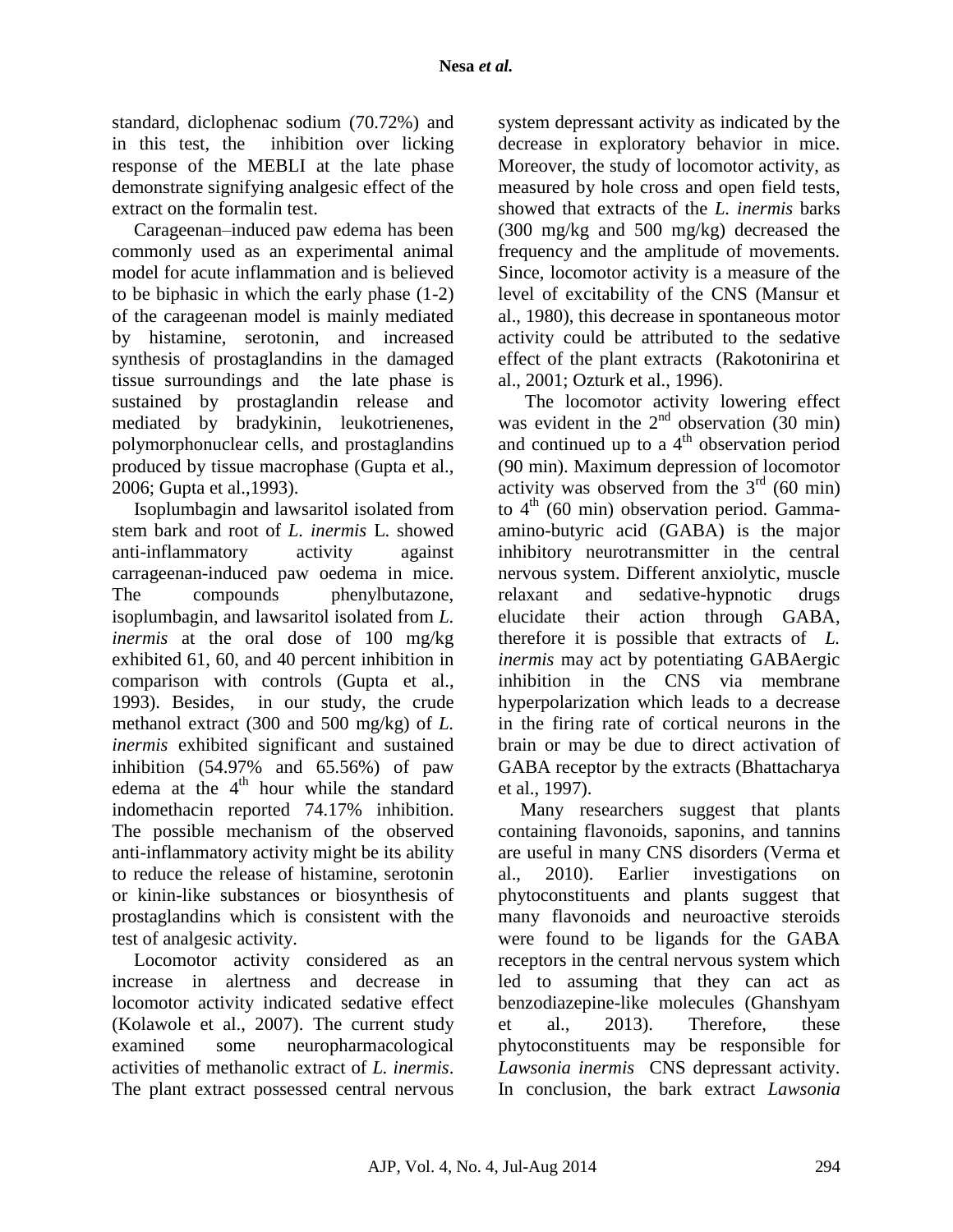standard, diclophenac sodium (70.72%) and in this test, the inhibition over licking response of the MEBLI at the late phase demonstrate signifying analgesic effect of the extract on the formalin test.

Carageenan–induced paw edema has been commonly used as an experimental animal model for acute inflammation and is believed to be biphasic in which the early phase (1-2) of the carageenan model is mainly mediated by histamine, serotonin, and increased synthesis of prostaglandins in the damaged tissue surroundings and the late phase is sustained by prostaglandin release and mediated by bradykinin, leukotrienenes, polymorphonuclear cells, and prostaglandins produced by tissue macrophase (Gupta et al., 2006; Gupta et al.,1993).

Isoplumbagin and lawsaritol isolated from stem bark and root of *L. inermis* L. showed anti-inflammatory activity against carrageenan-induced paw oedema in mice. The compounds phenylbutazone, isoplumbagin, and lawsaritol isolated from *L. inermis* at the oral dose of 100 mg/kg exhibited 61, 60, and 40 percent inhibition in comparison with controls (Gupta et al., 1993). Besides, in our study, the crude methanol extract (300 and 500 mg/kg) of *L. inermis* exhibited significant and sustained inhibition (54.97% and 65.56%) of paw edema at the 4th hour while the standard indomethacin reported 74.17% inhibition. The possible mechanism of the observed anti-inflammatory activity might be its ability to reduce the release of histamine, serotonin or kinin-like substances or biosynthesis of prostaglandins which is consistent with the test of analgesic activity.

Locomotor activity considered as an increase in alertness and decrease in locomotor activity indicated sedative effect (Kolawole et al., 2007). The current study examined some neuropharmacological activities of methanolic extract of *L. inermis*. The plant extract possessed central nervous system depressant activity as indicated by the decrease in exploratory behavior in mice. Moreover, the study of locomotor activity, as measured by hole cross and open field tests, showed that extracts of the *L. inermis* barks (300 mg/kg and 500 mg/kg) decreased the frequency and the amplitude of movements. Since, locomotor activity is a measure of the level of excitability of the CNS (Mansur et al., 1980), this decrease in spontaneous motor activity could be attributed to the sedative effect of the plant extracts (Rakotonirina et al., 2001; Ozturk et al., 1996).

The locomotor activity lowering effect was evident in the 2nd observation (30 min) and continued up to a 4th observation period (90 min). Maximum depression of locomotor activity was observed from the 3rd (60 min) to 4th (60 min) observation period. Gamma-amino-butyric acid (GABA) is the major inhibitory neurotransmitter in the central nervous system. Different anxiolytic, muscle relaxant and sedative-hypnotic drugs elucidate their action through GABA, therefore it is possible that extracts of *L. inermis* may act by potentiating GABAergic inhibition in the CNS via membrane hyperpolarization which leads to a decrease in the firing rate of cortical neurons in the brain or may be due to direct activation of GABA receptor by the extracts (Bhattacharya et al., 1997).

Many researchers suggest that plants containing flavonoids, saponins, and tannins are useful in many CNS disorders (Verma et al., 2010). Earlier investigations on phytoconstituents and plants suggest that many flavonoids and neuroactive steroids were found to be ligands for the GABA receptors in the central nervous system which led to assuming that they can act as benzodiazepine-like molecules (Ghanshyam et al., 2013). Therefore, these phytoconstituents may be responsible for *Lawsonia inermis* CNS depressant activity. In conclusion, the bark extract *Lawsonia*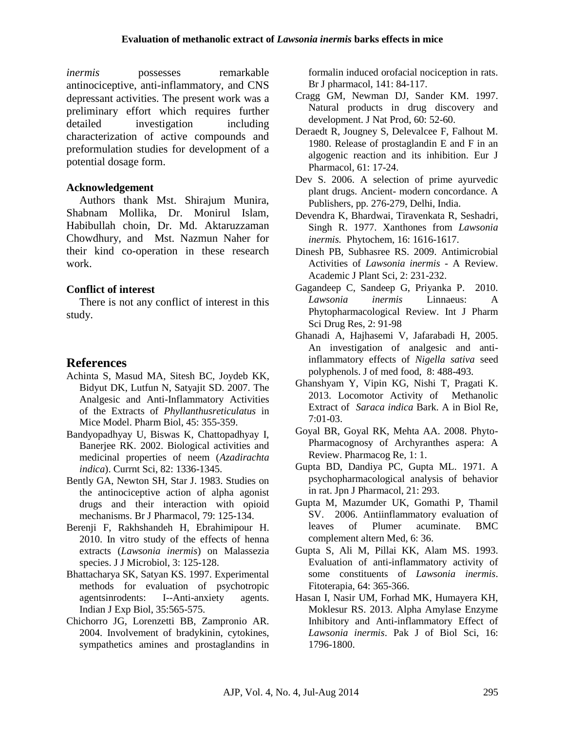*inermis* possesses remarkable antinociceptive, anti-inflammatory, and CNS depressant activities. The present work was a preliminary effort which requires further detailed investigation including characterization of active compounds and preformulation studies for development of a potential dosage form.

### Acknowledgement

Authors thank Mst. Shirajum Munira, Shabnam Mollika, Dr. Monirul Islam, Habibullah choin, Dr. Md. Aktaruzzaman Chowdhury, and Mst. Nazmun Naher for their kind co-operation in these research work.

### Conflict of interest

There is not any conflict of interest in this study.

## References

Achinta S, Masud MA, Sitesh BC, Joydeb KK, Bidyut DK, Lutfun N, Satyajit SD. 2007. The Analgesic and Anti-Inflammatory Activities of the Extracts of *Phyllanthusreticulatus* in Mice Model. Pharm Biol, 45: 355-359.

Bandyopadhyay U, Biswas K, Chattopadhyay I, Banerjee RK. 2002. Biological activities and medicinal properties of neem (*Azadirachta indica*). Currnt Sci, 82: 1336-1345.

Bently GA, Newton SH, Star J. 1983. Studies on the antinociceptive action of alpha agonist drugs and their interaction with opioid mechanisms. Br J Pharmacol, 79: 125-134.

Berenji F, Rakhshandeh H, Ebrahimipour H. 2010. In vitro study of the effects of henna extracts (*Lawsonia inermis*) on Malassezia species. J J Microbiol, 3: 125-128.

Bhattacharya SK, Satyan KS. 1997. Experimental methods for evaluation of psychotropic agentsinrodents: I--Anti-anxiety agents. Indian J Exp Biol, 35:565-575.

Chichorro JG, Lorenzetti BB, Zampronio AR. 2004. Involvement of bradykinin, cytokines, sympathetics amines and prostaglandins in formalin induced orofacial nociception in rats. Br J pharmacol, 141: 84-117.

Cragg GM, Newman DJ, Sander KM. 1997. Natural products in drug discovery and development. J Nat Prod, 60: 52-60.

Deraedt R, Jougney S, Delevalcee F, Falhout M. 1980. Release of prostaglandin E and F in an algogenic reaction and its inhibition. Eur J Pharmacol, 61: 17-24.

Dev S. 2006. A selection of prime ayurvedic plant drugs. Ancient- modern concordance. A Publishers, pp. 276-279, Delhi, India.

Devendra K, Bhardwai, Tiravenkata R, Seshadri, Singh R. 1977. Xanthones from *Lawsonia inermis.* Phytochem, 16: 1616-1617.

Dinesh PB, Subhasree RS. 2009. Antimicrobial Activities of *Lawsonia inermis* - A Review. Academic J Plant Sci, 2: 231-232.

Gagandeep C, Sandeep G, Priyanka P. 2010. *Lawsonia inermis* Linnaeus: A Phytopharmacological Review. Int J Pharm Sci Drug Res, 2: 91-98

Ghanadi A, Hajhasemi V, Jafarabadi H, 2005. An investigation of analgesic and anti-inflammatory effects of *Nigella sativa* seed polyphenols. J of med food, 8: 488-493.

Ghanshyam Y, Vipin KG, Nishi T, Pragati K. 2013. Locomotor Activity of Methanolic Extract of *Saraca indica* Bark. A in Biol Re, 7:01-03.

Goyal BR, Goyal RK, Mehta AA. 2008. Phyto-Pharmacognosy of Archyranthes aspera: A Review. Pharmacog Re, 1: 1.

Gupta BD, Dandiya PC, Gupta ML. 1971. A psychopharmacological analysis of behavior in rat. Jpn J Pharmacol, 21: 293.

Gupta M, Mazumder UK, Gomathi P, Thamil SV. 2006. Antiinflammatory evaluation of leaves of Plumer acuminate. BMC complement altern Med, 6: 36.

Gupta S, Ali M, Pillai KK, Alam MS. 1993. Evaluation of anti-inflammatory activity of some constituents of *Lawsonia inermis*. Fitoterapia, 64: 365-366.

Hasan I, Nasir UM, Forhad MK, Humayera KH, Moklesur RS. 2013. Alpha Amylase Enzyme Inhibitory and Anti-inflammatory Effect of *Lawsonia inermis*. Pak J of Biol Sci, 16: 1796-1800.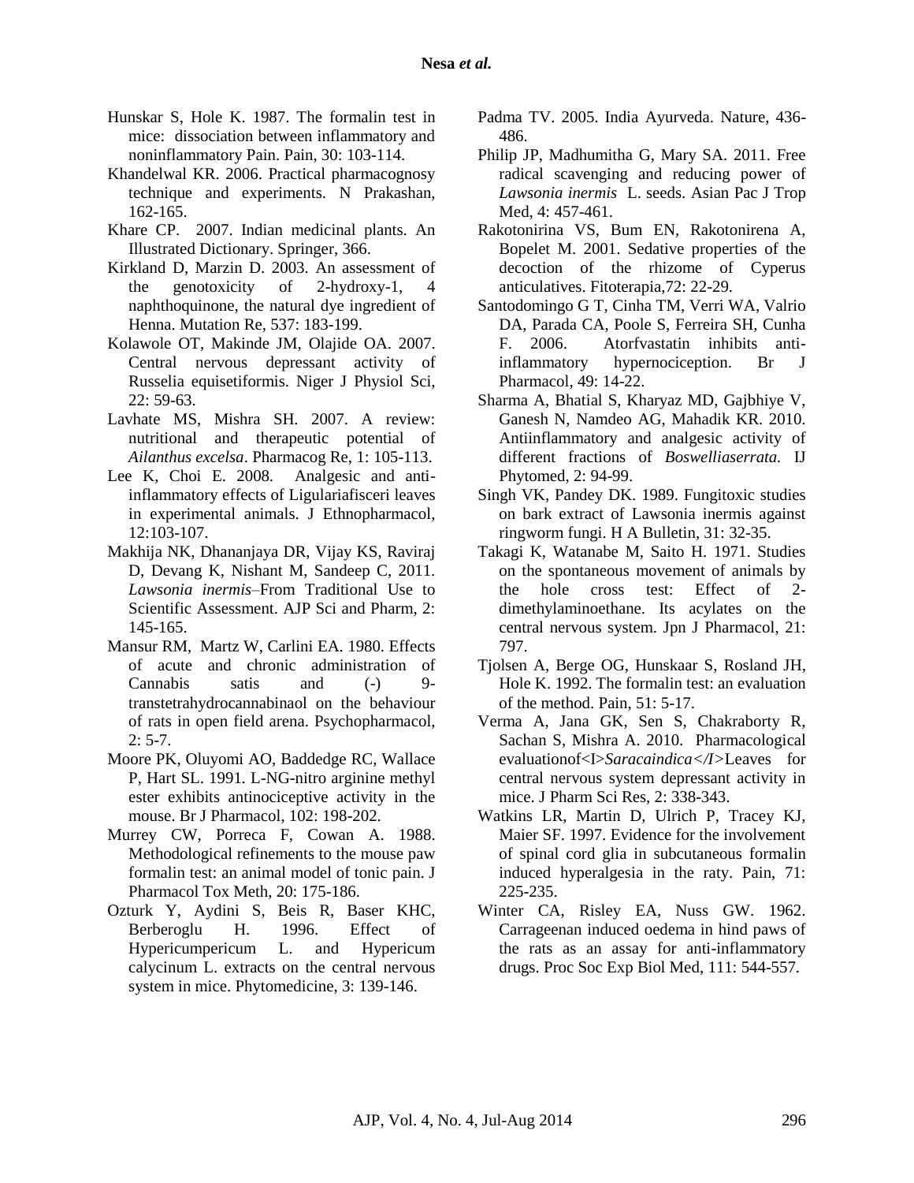Hunskar S, Hole K. 1987. The formalin test in mice: dissociation between inflammatory and noninflammatory Pain. Pain, 30: 103-114.

Khandelwal KR. 2006. Practical pharmacognosy technique and experiments. N Prakashan, 162-165.

Khare CP. 2007. Indian medicinal plants. An Illustrated Dictionary. Springer, 366.

Kirkland D, Marzin D. 2003. An assessment of the genotoxicity of 2-hydroxy-1, 4 naphthoquinone, the natural dye ingredient of Henna. Mutation Re, 537: 183-199.

Kolawole OT, Makinde JM, Olajide OA. 2007. Central nervous depressant activity of Russelia equisetiformis. Niger J Physiol Sci, 22: 59-63.

Lavhate MS, Mishra SH. 2007. A review: nutritional and therapeutic potential of *Ailanthus excelsa*. Pharmacog Re, 1: 105-113.

Lee K, Choi E. 2008. Analgesic and anti-inflammatory effects of Ligulariafisceri leaves in experimental animals. J Ethnopharmacol, 12:103-107.

Makhija NK, Dhananjaya DR, Vijay KS, Raviraj D, Devang K, Nishant M, Sandeep C, 2011. *Lawsonia inermis*–From Traditional Use to Scientific Assessment. AJP Sci and Pharm, 2: 145-165.

Mansur RM, Martz W, Carlini EA. 1980. Effects of acute and chronic administration of Cannabis satis and (-) 9-transtetrahydrocannabinaol on the behaviour of rats in open field arena. Psychopharmacol, 2: 5-7.

Moore PK, Oluyomi AO, Baddedge RC, Wallace P, Hart SL. 1991. L-NG-nitro arginine methyl ester exhibits antinociceptive activity in the mouse. Br J Pharmacol, 102: 198-202.

Murrey CW, Porreca F, Cowan A. 1988. Methodological refinements to the mouse paw formalin test: an animal model of tonic pain. J Pharmacol Tox Meth, 20: 175-186.

Ozturk Y, Aydini S, Beis R, Baser KHC, Berberoglu H. 1996. Effect of Hypericumpericum L. and Hypericum calycinum L. extracts on the central nervous system in mice. Phytomedicine, 3: 139-146.

Padma TV. 2005. India Ayurveda. Nature, 436-486.

Philip JP, Madhumitha G, Mary SA. 2011. Free radical scavenging and reducing power of *Lawsonia inermis* L. seeds. Asian Pac J Trop Med, 4: 457-461.

Rakotonirina VS, Bum EN, Rakotonirena A, Bopelet M. 2001. Sedative properties of the decoction of the rhizome of Cyperus anticulatives. Fitoterapia,72: 22-29.

Santodomingo G T, Cinha TM, Verri WA, Valrio DA, Parada CA, Poole S, Ferreira SH, Cunha F. 2006. Atorfvastatin inhibits anti-inflammatory hypernociception. Br J Pharmacol, 49: 14-22.

Sharma A, Bhatial S, Kharyaz MD, Gajbhiye V, Ganesh N, Namdeo AG, Mahadik KR. 2010. Antiinflammatory and analgesic activity of different fractions of *Boswelliaserrata.* IJ Phytomed, 2: 94-99.

Singh VK, Pandey DK. 1989. Fungitoxic studies on bark extract of Lawsonia inermis against ringworm fungi. H A Bulletin, 31: 32-35.

Takagi K, Watanabe M, Saito H. 1971. Studies on the spontaneous movement of animals by the hole cross test: Effect of 2-dimethylaminoethane. Its acylates on the central nervous system. Jpn J Pharmacol, 21: 797.

Tjolsen A, Berge OG, Hunskaar S, Rosland JH, Hole K. 1992. The formalin test: an evaluation of the method. Pain, 51: 5-17.

Verma A, Jana GK, Sen S, Chakraborty R, Sachan S, Mishra A. 2010. Pharmacological evaluationof<I>*Saracaindica</I>*Leaves for central nervous system depressant activity in mice. J Pharm Sci Res, 2: 338-343.

Watkins LR, Martin D, Ulrich P, Tracey KJ, Maier SF. 1997. Evidence for the involvement of spinal cord glia in subcutaneous formalin induced hyperalgesia in the raty. Pain, 71: 225-235.

Winter CA, Risley EA, Nuss GW. 1962. Carrageenan induced oedema in hind paws of the rats as an assay for anti-inflammatory drugs. Proc Soc Exp Biol Med, 111: 544-557.